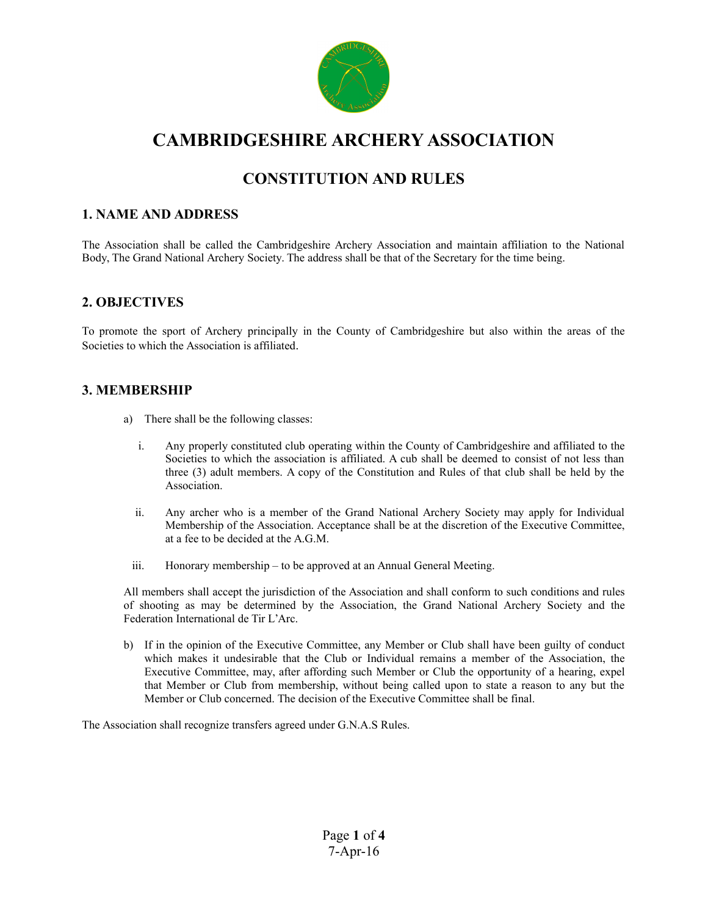# CAMBRIDGESHIRE ARCHERY ASSOCIATION

## CONSTITUTION AND RULES

### 1. NAME AND ADDRESS

The Association shall be called the Cambridgeshire Archery Association and maintain affiliation to the National Body, The Grand National Archery Society. The address shall be that of the Secretary for the time being.

### 2. OBJECTIVES

To promote the sport of Archery principally in the County of Cambridgeshire but also within the areas of the Societies to which the Association is affiliated.

### 3. MEMBERSHIP

a) There shall be the following classes:

   i. Any properly constituted club operating within the County of Cambridgeshire and affiliated to the Societies to which the association is affiliated. A cub shall be deemed to consist of not less than three (3) adult members. A copy of the Constitution and Rules of that club shall be held by the Association.

   ii. Any archer who is a member of the Grand National Archery Society may apply for Individual Membership of the Association. Acceptance shall be at the discretion of the Executive Committee, at a fee to be decided at the A.G.M.

   iii. Honorary membership – to be approved at an Annual General Meeting.

All members shall accept the jurisdiction of the Association and shall conform to such conditions and rules of shooting as may be determined by the Association, the Grand National Archery Society and the Federation International de Tir L'Arc.

b) If in the opinion of the Executive Committee, any Member or Club shall have been guilty of conduct which makes it undesirable that the Club or Individual remains a member of the Association, the Executive Committee, may, after affording such Member or Club the opportunity of a hearing, expel that Member or Club from membership, without being called upon to state a reason to any but the Member or Club concerned. The decision of the Executive Committee shall be final.

The Association shall recognize transfers agreed under G.N.A.S Rules.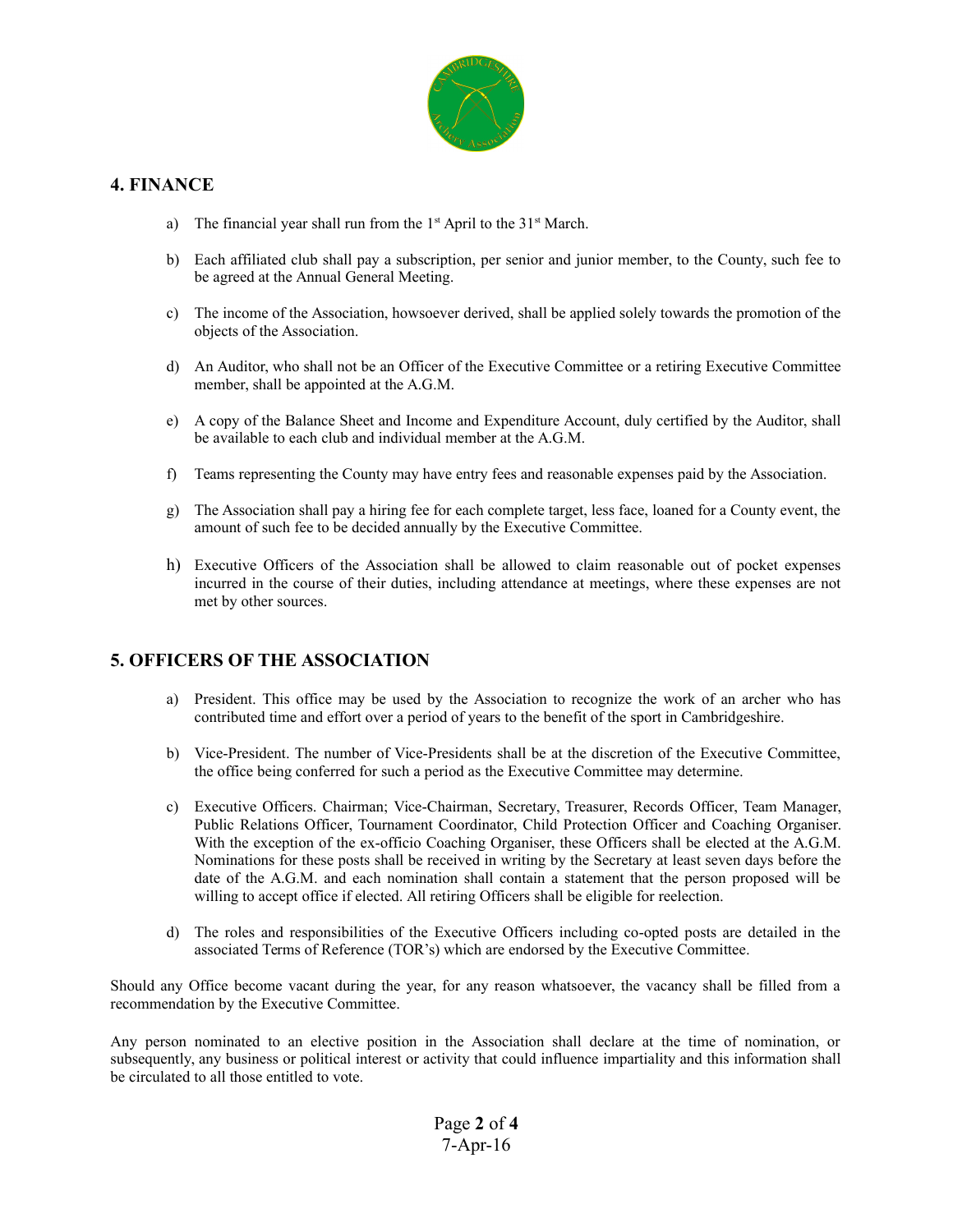## 4. FINANCE

a) The financial year shall run from the 1st April to the 31st March.

b) Each affiliated club shall pay a subscription, per senior and junior member, to the County, such fee to be agreed at the Annual General Meeting.

c) The income of the Association, howsoever derived, shall be applied solely towards the promotion of the objects of the Association.

d) An Auditor, who shall not be an Officer of the Executive Committee or a retiring Executive Committee member, shall be appointed at the A.G.M.

e) A copy of the Balance Sheet and Income and Expenditure Account, duly certified by the Auditor, shall be available to each club and individual member at the A.G.M.

f) Teams representing the County may have entry fees and reasonable expenses paid by the Association.

g) The Association shall pay a hiring fee for each complete target, less face, loaned for a County event, the amount of such fee to be decided annually by the Executive Committee.

h) Executive Officers of the Association shall be allowed to claim reasonable out of pocket expenses incurred in the course of their duties, including attendance at meetings, where these expenses are not met by other sources.

## 5. OFFICERS OF THE ASSOCIATION

a) President. This office may be used by the Association to recognize the work of an archer who has contributed time and effort over a period of years to the benefit of the sport in Cambridgeshire.

b) Vice-President. The number of Vice-Presidents shall be at the discretion of the Executive Committee, the office being conferred for such a period as the Executive Committee may determine.

c) Executive Officers. Chairman; Vice-Chairman, Secretary, Treasurer, Records Officer, Team Manager, Public Relations Officer, Tournament Coordinator, Child Protection Officer and Coaching Organiser. With the exception of the ex-officio Coaching Organiser, these Officers shall be elected at the A.G.M. Nominations for these posts shall be received in writing by the Secretary at least seven days before the date of the A.G.M. and each nomination shall contain a statement that the person proposed will be willing to accept office if elected. All retiring Officers shall be eligible for reelection.

d) The roles and responsibilities of the Executive Officers including co-opted posts are detailed in the associated Terms of Reference (TOR's) which are endorsed by the Executive Committee.

Should any Office become vacant during the year, for any reason whatsoever, the vacancy shall be filled from a recommendation by the Executive Committee.

Any person nominated to an elective position in the Association shall declare at the time of nomination, or subsequently, any business or political interest or activity that could influence impartiality and this information shall be circulated to all those entitled to vote.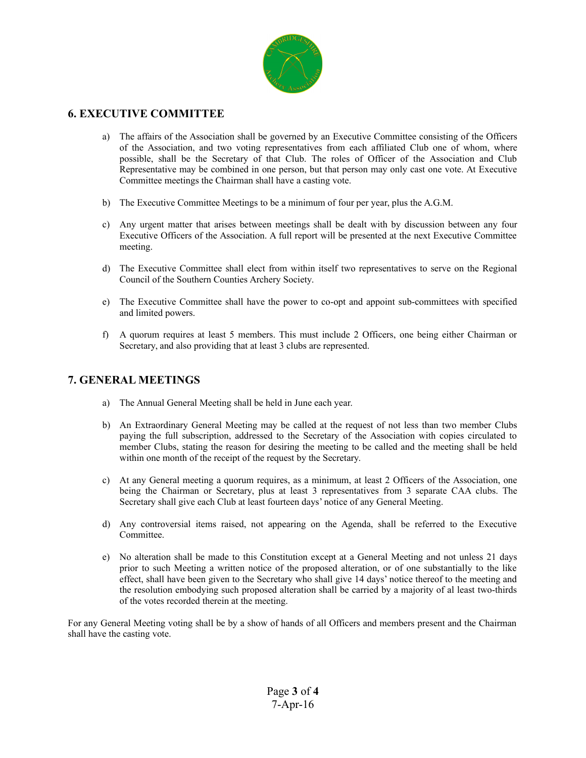## 6. EXECUTIVE COMMITTEE

a) The affairs of the Association shall be governed by an Executive Committee consisting of the Officers of the Association, and two voting representatives from each affiliated Club one of whom, where possible, shall be the Secretary of that Club. The roles of Officer of the Association and Club Representative may be combined in one person, but that person may only cast one vote. At Executive Committee meetings the Chairman shall have a casting vote.

b) The Executive Committee Meetings to be a minimum of four per year, plus the A.G.M.

c) Any urgent matter that arises between meetings shall be dealt with by discussion between any four Executive Officers of the Association. A full report will be presented at the next Executive Committee meeting.

d) The Executive Committee shall elect from within itself two representatives to serve on the Regional Council of the Southern Counties Archery Society.

e) The Executive Committee shall have the power to co-opt and appoint sub-committees with specified and limited powers.

f) A quorum requires at least 5 members. This must include 2 Officers, one being either Chairman or Secretary, and also providing that at least 3 clubs are represented.

## 7. GENERAL MEETINGS

a) The Annual General Meeting shall be held in June each year.

b) An Extraordinary General Meeting may be called at the request of not less than two member Clubs paying the full subscription, addressed to the Secretary of the Association with copies circulated to member Clubs, stating the reason for desiring the meeting to be called and the meeting shall be held within one month of the receipt of the request by the Secretary.

c) At any General meeting a quorum requires, as a minimum, at least 2 Officers of the Association, one being the Chairman or Secretary, plus at least 3 representatives from 3 separate CAA clubs. The Secretary shall give each Club at least fourteen days' notice of any General Meeting.

d) Any controversial items raised, not appearing on the Agenda, shall be referred to the Executive Committee.

e) No alteration shall be made to this Constitution except at a General Meeting and not unless 21 days prior to such Meeting a written notice of the proposed alteration, or of one substantially to the like effect, shall have been given to the Secretary who shall give 14 days' notice thereof to the meeting and the resolution embodying such proposed alteration shall be carried by a majority of al least two-thirds of the votes recorded therein at the meeting.

For any General Meeting voting shall be by a show of hands of all Officers and members present and the Chairman shall have the casting vote.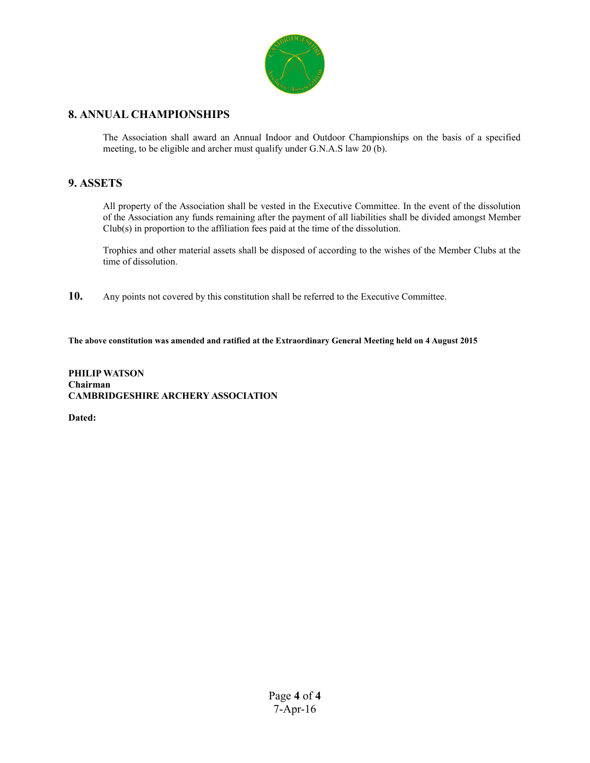## 8. ANNUAL CHAMPIONSHIPS

The Association shall award an Annual Indoor and Outdoor Championships on the basis of a specified meeting, to be eligible and archer must qualify under G.N.A.S law 20 (b).

## 9. ASSETS

All property of the Association shall be vested in the Executive Committee. In the event of the dissolution of the Association any funds remaining after the payment of all liabilities shall be divided amongst Member Club(s) in proportion to the affiliation fees paid at the time of the dissolution.

Trophies and other material assets shall be disposed of according to the wishes of the Member Clubs at the time of dissolution.

**10.** Any points not covered by this constitution shall be referred to the Executive Committee.

**The above constitution was amended and ratified at the Extraordinary General Meeting held on 4 August 2015**

**PHILIP WATSON**
**Chairman**
**CAMBRIDGESHIRE ARCHERY ASSOCIATION**

**Dated:**

7-Apr-16